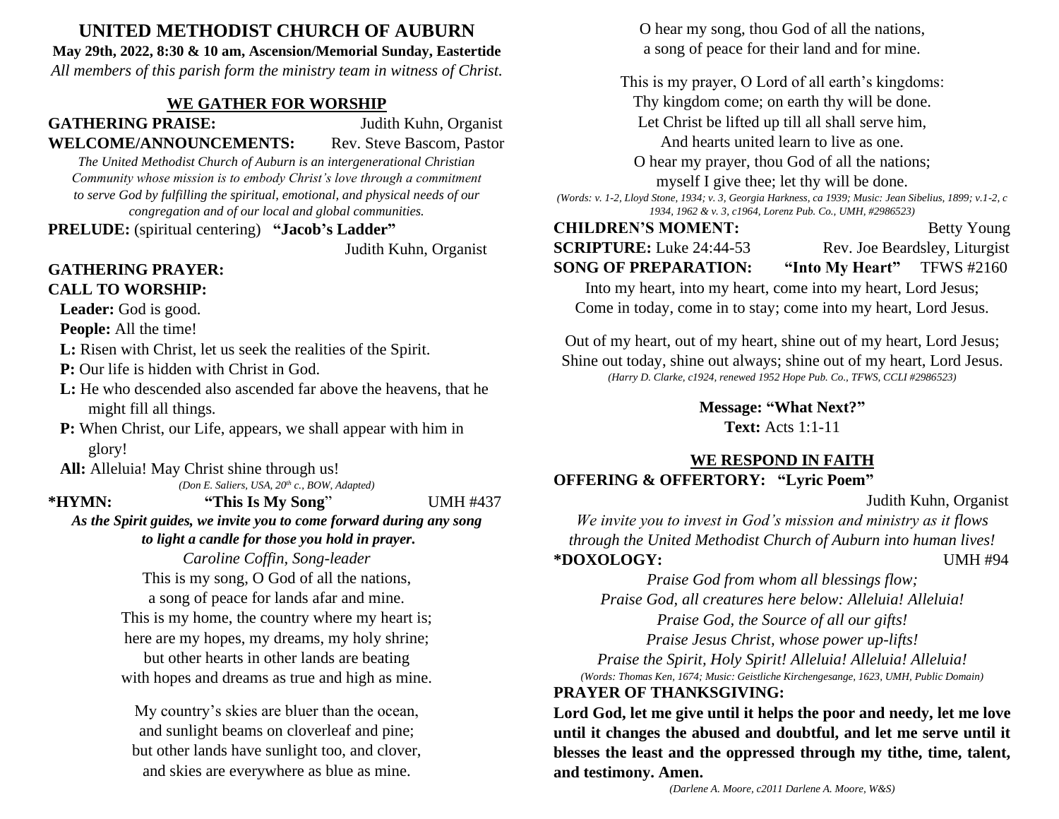# UNITED METHODIST CHURCH OF AUBURN

**May 29th, 2022, 8:30 & 10 am, Ascension/Memorial Sunday, Eastertide**

*All members of this parish form the ministry team in witness of Christ.*

## WE GATHER FOR WORSHIP

**GATHERING PRAISE:** Judith Kuhn, Organist

**WELCOME/ANNOUNCEMENTS:** Rev. Steve Bascom, Pastor

*The United Methodist Church of Auburn is an intergenerational Christian Community whose mission is to embody Christ's love through a commitment to serve God by fulfilling the spiritual, emotional, and physical needs of our congregation and of our local and global communities.*

**PRELUDE:** (spiritual centering) **"Jacob's Ladder"** Judith Kuhn, Organist

**GATHERING PRAYER:**

**CALL TO WORSHIP:**

**Leader:** God is good.

**People:** All the time!

**L:** Risen with Christ, let us seek the realities of the Spirit.

**P:** Our life is hidden with Christ in God.

**L:** He who descended also ascended far above the heavens, that he might fill all things.

**P:** When Christ, our Life, appears, we shall appear with him in glory!

**All:** Alleluia! May Christ shine through us!

*(Don E. Saliers, USA, 20th c., BOW, Adapted)*

**\*HYMN:** **"This Is My Song"** UMH #437

***As the Spirit guides, we invite you to come forward during any song to light a candle for those you hold in prayer.***

*Caroline Coffin, Song-leader*

This is my song, O God of all the nations,
a song of peace for lands afar and mine.
This is my home, the country where my heart is;
here are my hopes, my dreams, my holy shrine;
but other hearts in other lands are beating
with hopes and dreams as true and high as mine.

My country's skies are bluer than the ocean,
and sunlight beams on cloverleaf and pine;
but other lands have sunlight too, and clover,
and skies are everywhere as blue as mine.
O hear my song, thou God of all the nations,
a song of peace for their land and for mine.

This is my prayer, O Lord of all earth's kingdoms:
Thy kingdom come; on earth thy will be done.
Let Christ be lifted up till all shall serve him,
And hearts united learn to live as one.
O hear my prayer, thou God of all the nations;
myself I give thee; let thy will be done.

*(Words: v. 1-2, Lloyd Stone, 1934; v. 3, Georgia Harkness, ca 1939; Music: Jean Sibelius, 1899; v.1-2, c 1934, 1962 & v. 3, c1964, Lorenz Pub. Co., UMH, #2986523)*

**CHILDREN'S MOMENT:** Betty Young

**SCRIPTURE:** Luke 24:44-53 Rev. Joe Beardsley, Liturgist

**SONG OF PREPARATION:** **"Into My Heart"** TFWS #2160

Into my heart, into my heart, come into my heart, Lord Jesus;
Come in today, come in to stay; come into my heart, Lord Jesus.

Out of my heart, out of my heart, shine out of my heart, Lord Jesus;
Shine out today, shine out always; shine out of my heart, Lord Jesus.

*(Harry D. Clarke, c1924, renewed 1952 Hope Pub. Co., TFWS, CCLI #2986523)*

**Message: "What Next?"**
**Text:** Acts 1:1-11

## WE RESPOND IN FAITH

**OFFERING & OFFERTORY:** **"Lyric Poem"** Judith Kuhn, Organist

*We invite you to invest in God's mission and ministry as it flows through the United Methodist Church of Auburn into human lives!*

**\*DOXOLOGY:** UMH #94

*Praise God from whom all blessings flow;*
*Praise God, all creatures here below: Alleluia! Alleluia!*
*Praise God, the Source of all our gifts!*
*Praise Jesus Christ, whose power up-lifts!*
*Praise the Spirit, Holy Spirit! Alleluia! Alleluia! Alleluia!*

*(Words: Thomas Ken, 1674; Music: Geistliche Kirchengesange, 1623, UMH, Public Domain)*

**PRAYER OF THANKSGIVING:**

**Lord God, let me give until it helps the poor and needy, let me love until it changes the abused and doubtful, and let me serve until it blesses the least and the oppressed through my tithe, time, talent, and testimony. Amen.**

*(Darlene A. Moore, c2011 Darlene A. Moore, W&S)*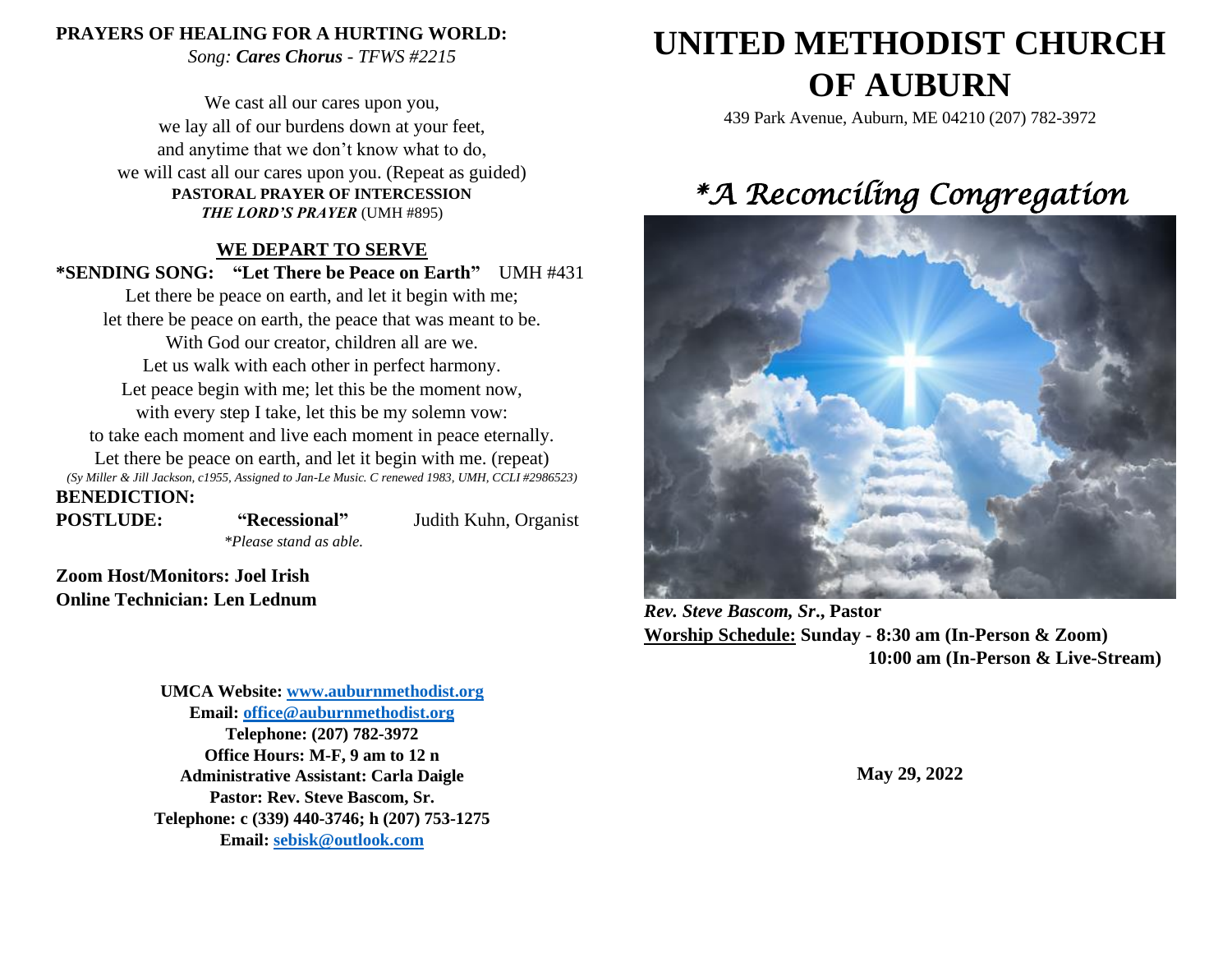**PRAYERS OF HEALING FOR A HURTING WORLD:**
*Song: **Cares Chorus** - TFWS #2215*

We cast all our cares upon you,
we lay all of our burdens down at your feet,
and anytime that we don't know what to do,
we will cast all our cares upon you. (Repeat as guided)

**PASTORAL PRAYER OF INTERCESSION**
***THE LORD'S PRAYER*** (UMH #895)

## WE DEPART TO SERVE

**\*SENDING SONG: "Let There be Peace on Earth"** UMH #431

Let there be peace on earth, and let it begin with me;
let there be peace on earth, the peace that was meant to be.
With God our creator, children all are we.
Let us walk with each other in perfect harmony.
Let peace begin with me; let this be the moment now,
with every step I take, let this be my solemn vow:
to take each moment and live each moment in peace eternally.
Let there be peace on earth, and let it begin with me. (repeat)

*(Sy Miller & Jill Jackson, c1955, Assigned to Jan-Le Music. C renewed 1983, UMH, CCLI #2986523)*

**BENEDICTION:**

**POSTLUDE:** **"Recessional"** Judith Kuhn, Organist

*\*Please stand as able.*

**Zoom Host/Monitors: Joel Irish**
**Online Technician: Len Lednum**

**UMCA Website: [www.auburnmethodist.org](http://www.auburnmethodist.org)**
**Email: [office@auburnmethodist.org](mailto:office@auburnmethodist.org)**
**Telephone: (207) 782-3972**
**Office Hours: M-F, 9 am to 12 n**
**Administrative Assistant: Carla Daigle**
**Pastor: Rev. Steve Bascom, Sr.**
**Telephone: c (339) 440-3746; h (207) 753-1275**
**Email: [sebisk@outlook.com](mailto:sebisk@outlook.com)**

# UNITED METHODIST CHURCH OF AUBURN

439 Park Avenue, Auburn, ME 04210 (207) 782-3972

## *\*A Reconciling Congregation*

***Rev. Steve Bascom, Sr*., Pastor**

**Worship Schedule: Sunday - 8:30 am (In-Person & Zoom)**
**10:00 am (In-Person & Live-Stream)**

**May 29, 2022**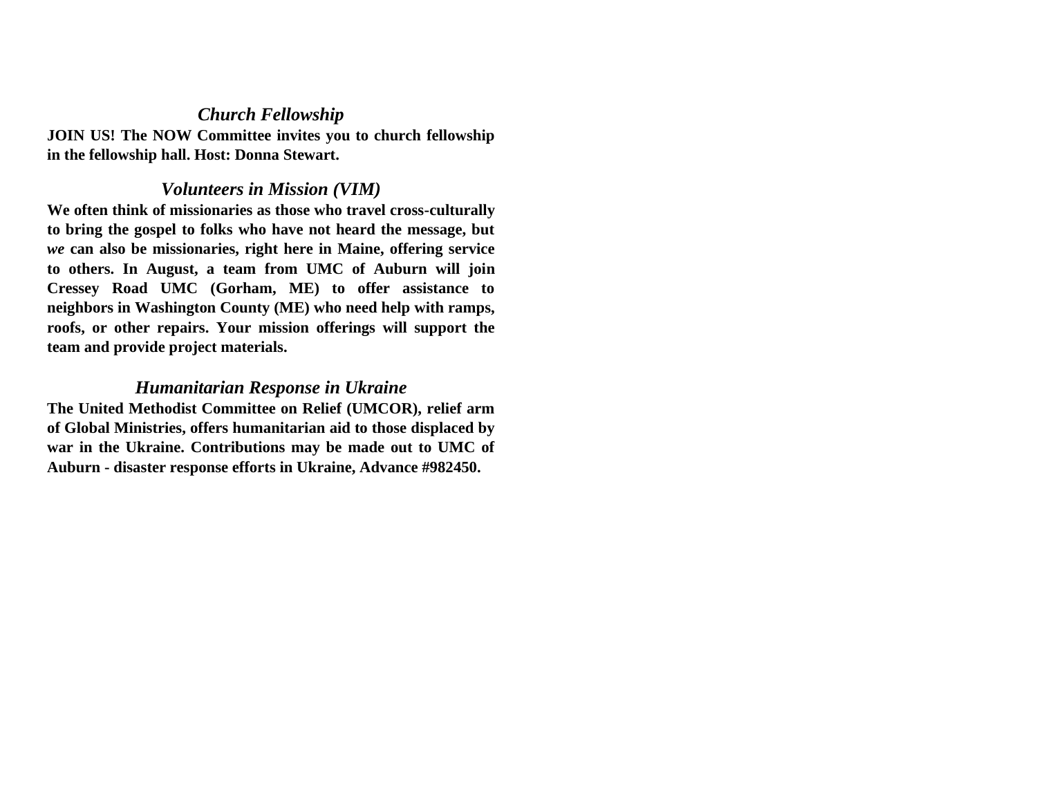## *Church Fellowship*

**JOIN US! The NOW Committee invites you to church fellowship in the fellowship hall. Host: Donna Stewart.**

## *Volunteers in Mission (VIM)*

**We often think of missionaries as those who travel cross-culturally to bring the gospel to folks who have not heard the message, but *we* can also be missionaries, right here in Maine, offering service to others. In August, a team from UMC of Auburn will join Cressey Road UMC (Gorham, ME) to offer assistance to neighbors in Washington County (ME) who need help with ramps, roofs, or other repairs. Your mission offerings will support the team and provide project materials.**

## *Humanitarian Response in Ukraine*

**The United Methodist Committee on Relief (UMCOR), relief arm of Global Ministries, offers humanitarian aid to those displaced by war in the Ukraine. Contributions may be made out to UMC of Auburn - disaster response efforts in Ukraine, Advance #982450.**